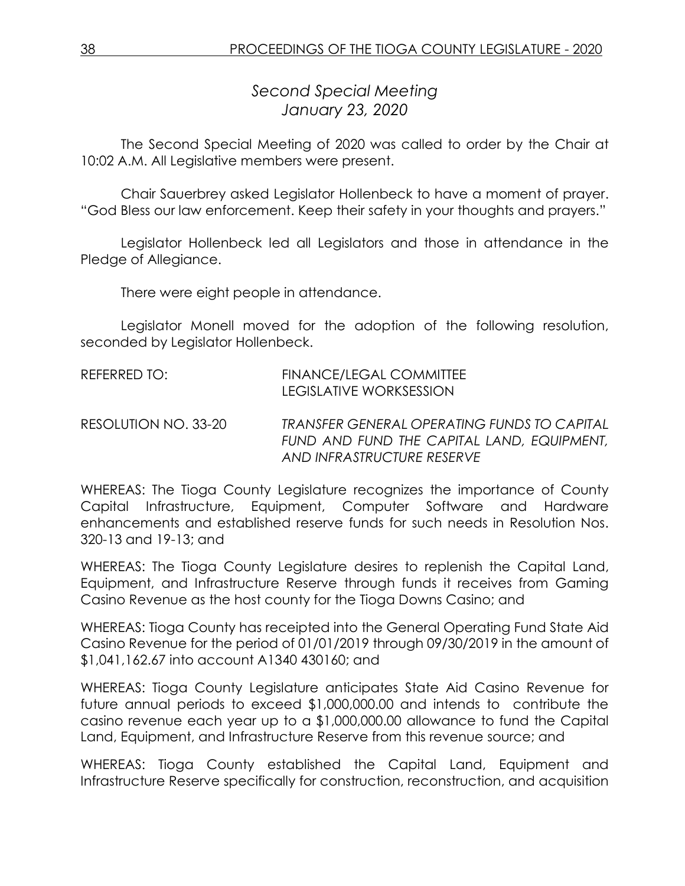*Second Special Meeting*
*January 23, 2020*

The Second Special Meeting of 2020 was called to order by the Chair at 10:02 A.M. All Legislative members were present.

Chair Sauerbrey asked Legislator Hollenbeck to have a moment of prayer. "God Bless our law enforcement. Keep their safety in your thoughts and prayers."

Legislator Hollenbeck led all Legislators and those in attendance in the Pledge of Allegiance.

There were eight people in attendance.

Legislator Monell moved for the adoption of the following resolution, seconded by Legislator Hollenbeck.

REFERRED TO: FINANCE/LEGAL COMMITTEE
LEGISLATIVE WORKSESSION

RESOLUTION NO. 33-20 *TRANSFER GENERAL OPERATING FUNDS TO CAPITAL FUND AND FUND THE CAPITAL LAND, EQUIPMENT, AND INFRASTRUCTURE RESERVE*

WHEREAS: The Tioga County Legislature recognizes the importance of County Capital Infrastructure, Equipment, Computer Software and Hardware enhancements and established reserve funds for such needs in Resolution Nos. 320-13 and 19-13; and

WHEREAS: The Tioga County Legislature desires to replenish the Capital Land, Equipment, and Infrastructure Reserve through funds it receives from Gaming Casino Revenue as the host county for the Tioga Downs Casino; and

WHEREAS: Tioga County has receipted into the General Operating Fund State Aid Casino Revenue for the period of 01/01/2019 through 09/30/2019 in the amount of $1,041,162.67 into account A1340 430160; and

WHEREAS: Tioga County Legislature anticipates State Aid Casino Revenue for future annual periods to exceed $1,000,000.00 and intends to contribute the casino revenue each year up to a $1,000,000.00 allowance to fund the Capital Land, Equipment, and Infrastructure Reserve from this revenue source; and

WHEREAS: Tioga County established the Capital Land, Equipment and Infrastructure Reserve specifically for construction, reconstruction, and acquisition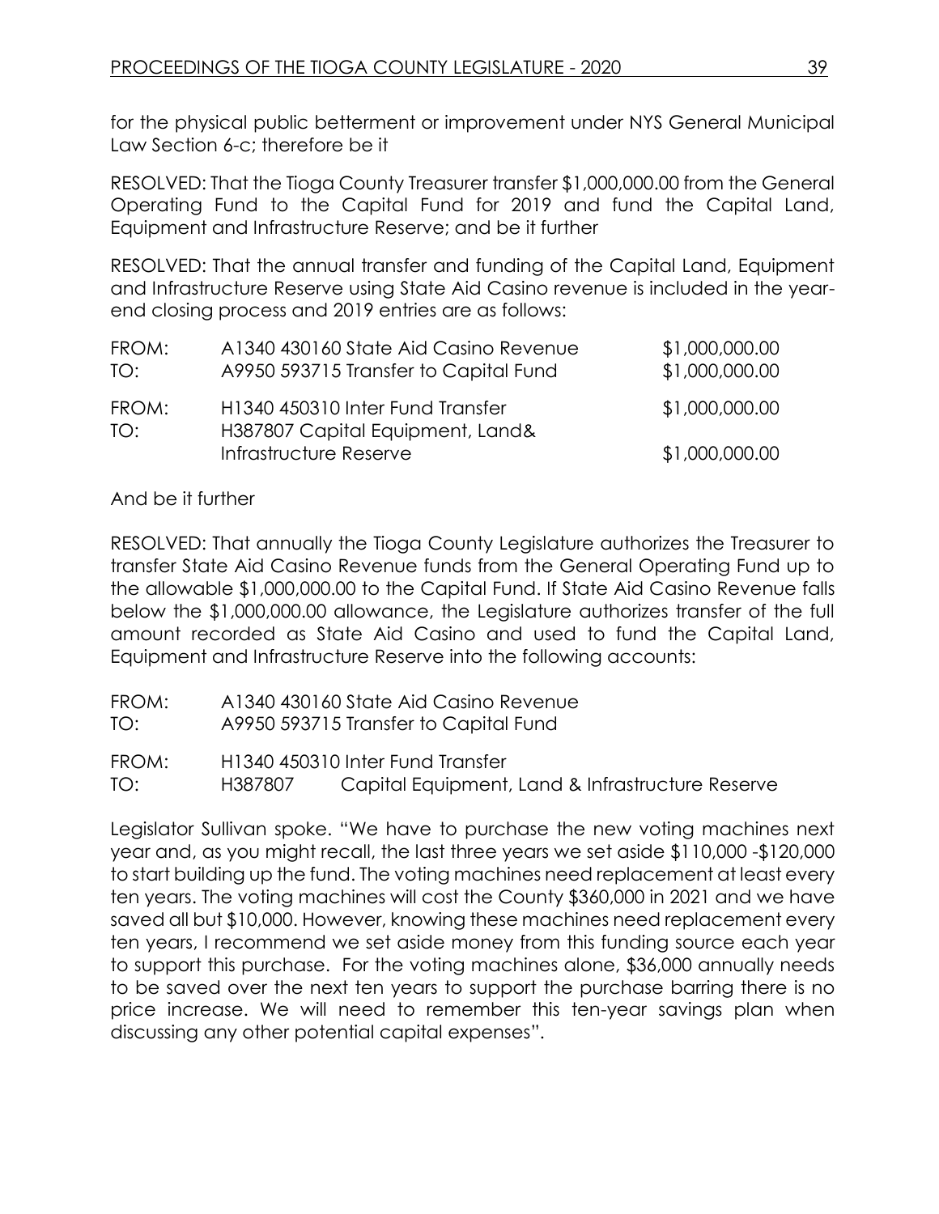for the physical public betterment or improvement under NYS General Municipal Law Section 6-c; therefore be it

RESOLVED: That the Tioga County Treasurer transfer $1,000,000.00 from the General Operating Fund to the Capital Fund for 2019 and fund the Capital Land, Equipment and Infrastructure Reserve; and be it further

RESOLVED: That the annual transfer and funding of the Capital Land, Equipment and Infrastructure Reserve using State Aid Casino revenue is included in the year-end closing process and 2019 entries are as follows:

| | | |
|---|---|---|
| FROM: | A1340 430160 State Aid Casino Revenue | $1,000,000.00 |
| TO: | A9950 593715 Transfer to Capital Fund | $1,000,000.00 |
| FROM: | H1340 450310 Inter Fund Transfer | $1,000,000.00 |
| TO: | H387807 Capital Equipment, Land& Infrastructure Reserve | $1,000,000.00 |

And be it further

RESOLVED: That annually the Tioga County Legislature authorizes the Treasurer to transfer State Aid Casino Revenue funds from the General Operating Fund up to the allowable $1,000,000.00 to the Capital Fund. If State Aid Casino Revenue falls below the $1,000,000.00 allowance, the Legislature authorizes transfer of the full amount recorded as State Aid Casino and used to fund the Capital Land, Equipment and Infrastructure Reserve into the following accounts:

FROM: A1340 430160 State Aid Casino Revenue
TO: A9950 593715 Transfer to Capital Fund

FROM: H1340 450310 Inter Fund Transfer
TO: H387807 Capital Equipment, Land & Infrastructure Reserve

Legislator Sullivan spoke. "We have to purchase the new voting machines next year and, as you might recall, the last three years we set aside $110,000 -$120,000 to start building up the fund. The voting machines need replacement at least every ten years. The voting machines will cost the County $360,000 in 2021 and we have saved all but $10,000. However, knowing these machines need replacement every ten years, I recommend we set aside money from this funding source each year to support this purchase. For the voting machines alone, $36,000 annually needs to be saved over the next ten years to support the purchase barring there is no price increase. We will need to remember this ten-year savings plan when discussing any other potential capital expenses".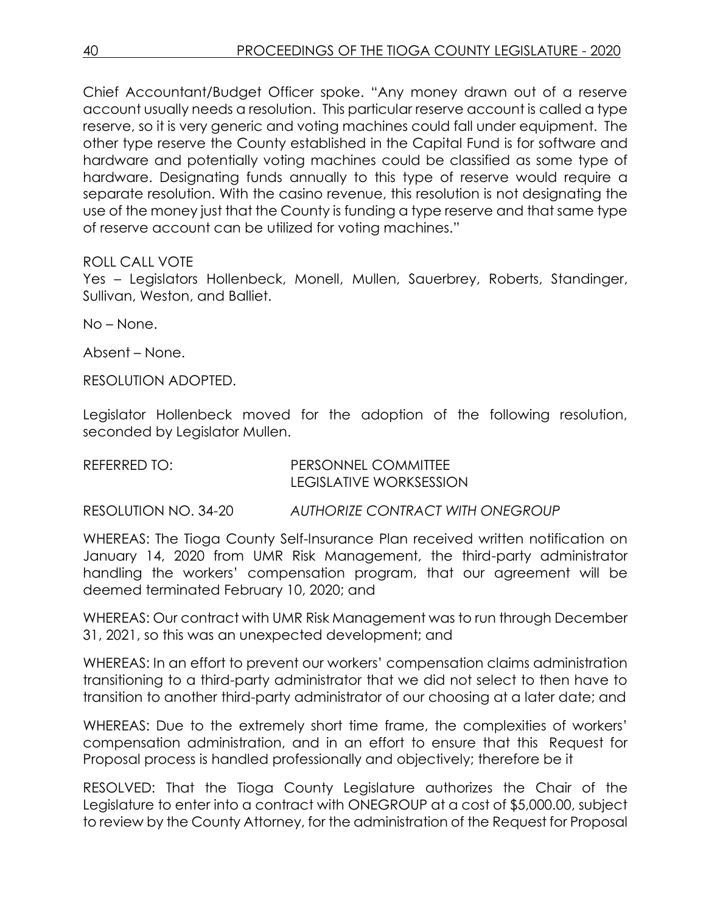Chief Accountant/Budget Officer spoke. "Any money drawn out of a reserve account usually needs a resolution. This particular reserve account is called a type reserve, so it is very generic and voting machines could fall under equipment. The other type reserve the County established in the Capital Fund is for software and hardware and potentially voting machines could be classified as some type of hardware. Designating funds annually to this type of reserve would require a separate resolution. With the casino revenue, this resolution is not designating the use of the money just that the County is funding a type reserve and that same type of reserve account can be utilized for voting machines."

ROLL CALL VOTE

Yes – Legislators Hollenbeck, Monell, Mullen, Sauerbrey, Roberts, Standinger, Sullivan, Weston, and Balliet.

No – None.

Absent – None.

RESOLUTION ADOPTED.

Legislator Hollenbeck moved for the adoption of the following resolution, seconded by Legislator Mullen.

REFERRED TO: PERSONNEL COMMITTEE
LEGISLATIVE WORKSESSION

RESOLUTION NO. 34-20 *AUTHORIZE CONTRACT WITH ONEGROUP*

WHEREAS: The Tioga County Self-Insurance Plan received written notification on January 14, 2020 from UMR Risk Management, the third-party administrator handling the workers' compensation program, that our agreement will be deemed terminated February 10, 2020; and

WHEREAS: Our contract with UMR Risk Management was to run through December 31, 2021, so this was an unexpected development; and

WHEREAS: In an effort to prevent our workers' compensation claims administration transitioning to a third-party administrator that we did not select to then have to transition to another third-party administrator of our choosing at a later date; and

WHEREAS: Due to the extremely short time frame, the complexities of workers' compensation administration, and in an effort to ensure that this Request for Proposal process is handled professionally and objectively; therefore be it

RESOLVED: That the Tioga County Legislature authorizes the Chair of the Legislature to enter into a contract with ONEGROUP at a cost of $5,000.00, subject to review by the County Attorney, for the administration of the Request for Proposal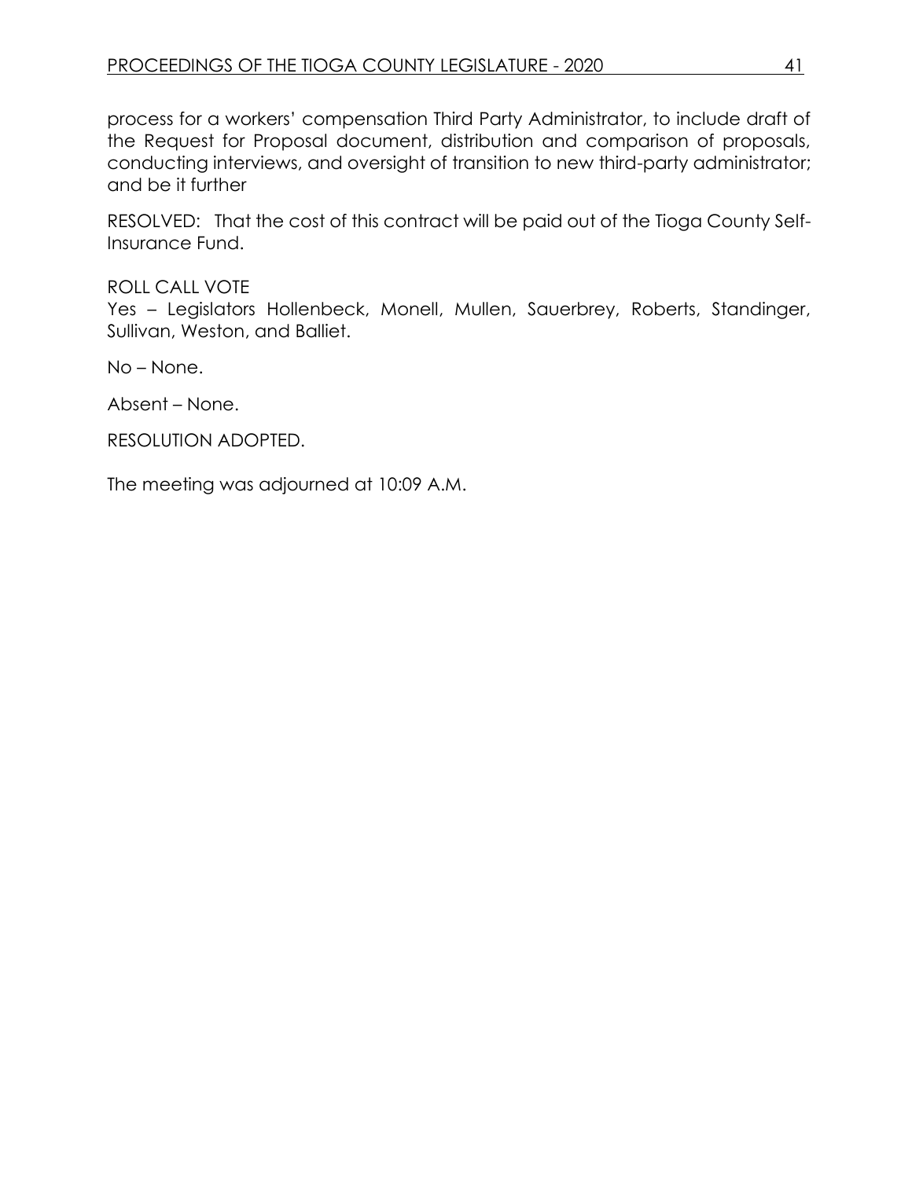process for a workers' compensation Third Party Administrator, to include draft of the Request for Proposal document, distribution and comparison of proposals, conducting interviews, and oversight of transition to new third-party administrator; and be it further

RESOLVED: That the cost of this contract will be paid out of the Tioga County Self-Insurance Fund.

ROLL CALL VOTE
Yes – Legislators Hollenbeck, Monell, Mullen, Sauerbrey, Roberts, Standinger, Sullivan, Weston, and Balliet.

No – None.

Absent – None.

RESOLUTION ADOPTED.

The meeting was adjourned at 10:09 A.M.